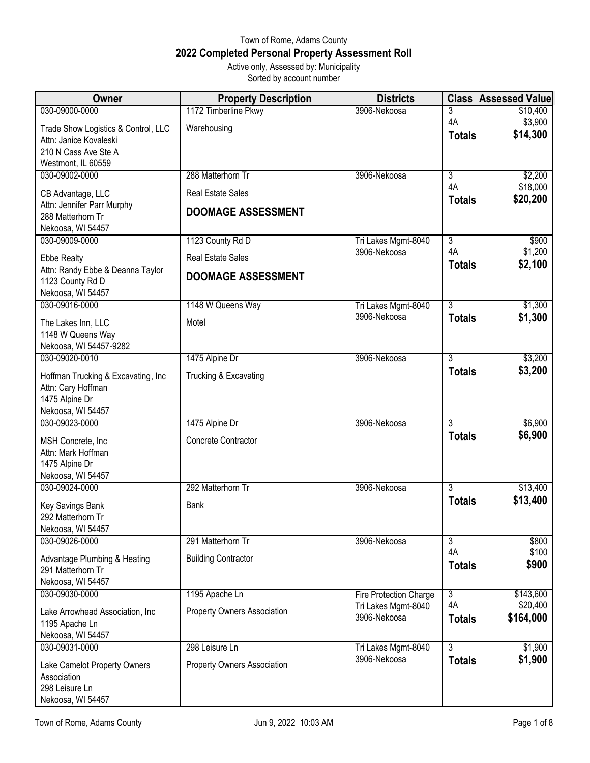Town of Rome, Adams County

# 2022 Completed Personal Property Assessment Roll

Active only, Assessed by: Municipality

Sorted by account number

| Owner | Property Description | Districts | Class | Assessed Value |
|---|---|---|---|---|
| 030-09000-0000<br>Trade Show Logistics & Control, LLC<br>Attn: Janice Kovaleski<br>210 N Cass Ave Ste A<br>Westmont, IL 60559 | 1172 Timberline Pkwy<br>Warehousing | 3906-Nekoosa | 3<br>4A<br>**Totals** | $10,400<br>$3,900<br>**$14,300** |
| 030-09002-0000<br>CB Advantage, LLC<br>Attn: Jennifer Parr Murphy<br>288 Matterhorn Tr<br>Nekoosa, WI 54457 | 288 Matterhorn Tr<br>Real Estate Sales<br>**DOOMAGE ASSESSMENT** | 3906-Nekoosa | 3<br>4A<br>**Totals** | $2,200<br>$18,000<br>**$20,200** |
| 030-09009-0000<br>Ebbe Realty<br>Attn: Randy Ebbe & Deanna Taylor<br>1123 County Rd D<br>Nekoosa, WI 54457 | 1123 County Rd D<br>Real Estate Sales<br>**DOOMAGE ASSESSMENT** | Tri Lakes Mgmt-8040<br>3906-Nekoosa | 3<br>4A<br>**Totals** | $900<br>$1,200<br>**$2,100** |
| 030-09016-0000<br>The Lakes Inn, LLC<br>1148 W Queens Way<br>Nekoosa, WI 54457-9282 | 1148 W Queens Way<br>Motel | Tri Lakes Mgmt-8040<br>3906-Nekoosa | 3<br>**Totals** | $1,300<br>**$1,300** |
| 030-09020-0010<br>Hoffman Trucking & Excavating, Inc<br>Attn: Cary Hoffman<br>1475 Alpine Dr<br>Nekoosa, WI 54457 | 1475 Alpine Dr<br>Trucking & Excavating | 3906-Nekoosa | 3<br>**Totals** | $3,200<br>**$3,200** |
| 030-09023-0000<br>MSH Concrete, Inc<br>Attn: Mark Hoffman<br>1475 Alpine Dr<br>Nekoosa, WI 54457 | 1475 Alpine Dr<br>Concrete Contractor | 3906-Nekoosa | 3<br>**Totals** | $6,900<br>**$6,900** |
| 030-09024-0000<br>Key Savings Bank<br>292 Matterhorn Tr<br>Nekoosa, WI 54457 | 292 Matterhorn Tr<br>Bank | 3906-Nekoosa | 3<br>**Totals** | $13,400<br>**$13,400** |
| 030-09026-0000<br>Advantage Plumbing & Heating<br>291 Matterhorn Tr<br>Nekoosa, WI 54457 | 291 Matterhorn Tr<br>Building Contractor | 3906-Nekoosa | 3<br>4A<br>**Totals** | $800<br>$100<br>**$900** |
| 030-09030-0000<br>Lake Arrowhead Association, Inc<br>1195 Apache Ln<br>Nekoosa, WI 54457 | 1195 Apache Ln<br>Property Owners Association | Fire Protection Charge<br>Tri Lakes Mgmt-8040<br>3906-Nekoosa | 3<br>4A<br>**Totals** | $143,600<br>$20,400<br>**$164,000** |
| 030-09031-0000<br>Lake Camelot Property Owners Association<br>298 Leisure Ln<br>Nekoosa, WI 54457 | 298 Leisure Ln<br>Property Owners Association | Tri Lakes Mgmt-8040<br>3906-Nekoosa | 3<br>**Totals** | $1,900<br>**$1,900** |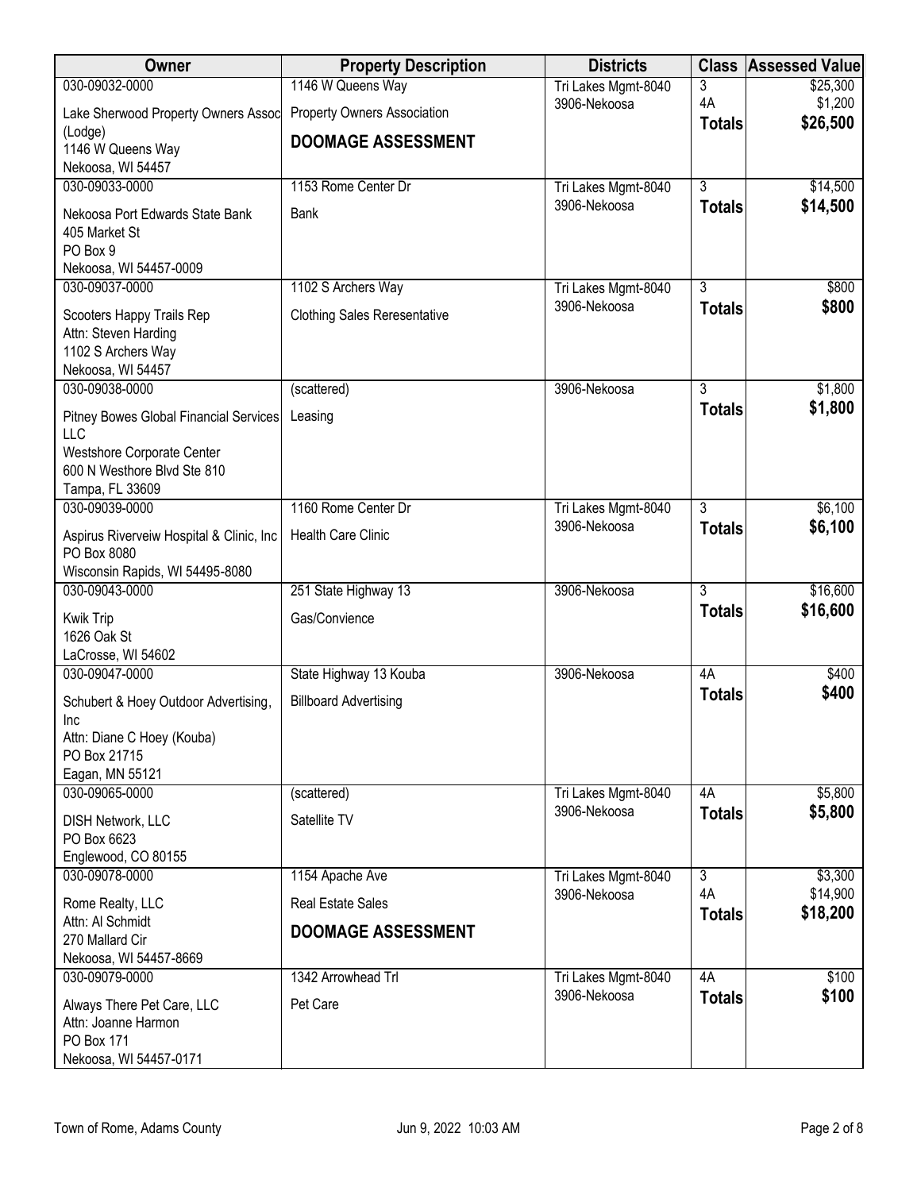| Owner | Property Description | Districts | Class | Assessed Value |
|---|---|---|---|---|
| 030-09032-0000<br>Lake Sherwood Property Owners Assoc (Lodge)<br>1146 W Queens Way<br>Nekoosa, WI 54457 | 1146 W Queens Way<br>Property Owners Association<br>**DOOMAGE ASSESSMENT** | Tri Lakes Mgmt-8040<br>3906-Nekoosa | 3<br>4A<br>**Totals** | $25,300<br>$1,200<br>**$26,500** |
| 030-09033-0000<br>Nekoosa Port Edwards State Bank<br>405 Market St<br>PO Box 9<br>Nekoosa, WI 54457-0009 | 1153 Rome Center Dr<br>Bank | Tri Lakes Mgmt-8040<br>3906-Nekoosa | 3<br>**Totals** | $14,500<br>**$14,500** |
| 030-09037-0000<br>Scooters Happy Trails Rep<br>Attn: Steven Harding<br>1102 S Archers Way<br>Nekoosa, WI 54457 | 1102 S Archers Way<br>Clothing Sales Reresentative | Tri Lakes Mgmt-8040<br>3906-Nekoosa | 3<br>**Totals** | $800<br>**$800** |
| 030-09038-0000<br>Pitney Bowes Global Financial Services LLC<br>Westshore Corporate Center<br>600 N Westhore Blvd Ste 810<br>Tampa, FL 33609 | (scattered)<br>Leasing | 3906-Nekoosa | 3<br>**Totals** | $1,800<br>**$1,800** |
| 030-09039-0000<br>Aspirus Riverveiw Hospital & Clinic, Inc<br>PO Box 8080<br>Wisconsin Rapids, WI 54495-8080 | 1160 Rome Center Dr<br>Health Care Clinic | Tri Lakes Mgmt-8040<br>3906-Nekoosa | 3<br>**Totals** | $6,100<br>**$6,100** |
| 030-09043-0000<br>Kwik Trip<br>1626 Oak St<br>LaCrosse, WI 54602 | 251 State Highway 13<br>Gas/Convience | 3906-Nekoosa | 3<br>**Totals** | $16,600<br>**$16,600** |
| 030-09047-0000<br>Schubert & Hoey Outdoor Advertising, Inc<br>Attn: Diane C Hoey (Kouba)<br>PO Box 21715<br>Eagan, MN 55121 | State Highway 13 Kouba<br>Billboard Advertising | 3906-Nekoosa | 4A<br>**Totals** | $400<br>**$400** |
| 030-09065-0000<br>DISH Network, LLC<br>PO Box 6623<br>Englewood, CO 80155 | (scattered)<br>Satellite TV | Tri Lakes Mgmt-8040<br>3906-Nekoosa | 4A<br>**Totals** | $5,800<br>**$5,800** |
| 030-09078-0000<br>Rome Realty, LLC<br>Attn: Al Schmidt<br>270 Mallard Cir<br>Nekoosa, WI 54457-8669 | 1154 Apache Ave<br>Real Estate Sales<br>**DOOMAGE ASSESSMENT** | Tri Lakes Mgmt-8040<br>3906-Nekoosa | 3<br>4A<br>**Totals** | $3,300<br>$14,900<br>**$18,200** |
| 030-09079-0000<br>Always There Pet Care, LLC<br>Attn: Joanne Harmon<br>PO Box 171<br>Nekoosa, WI 54457-0171 | 1342 Arrowhead Trl<br>Pet Care | Tri Lakes Mgmt-8040<br>3906-Nekoosa | 4A<br>**Totals** | $100<br>**$100** |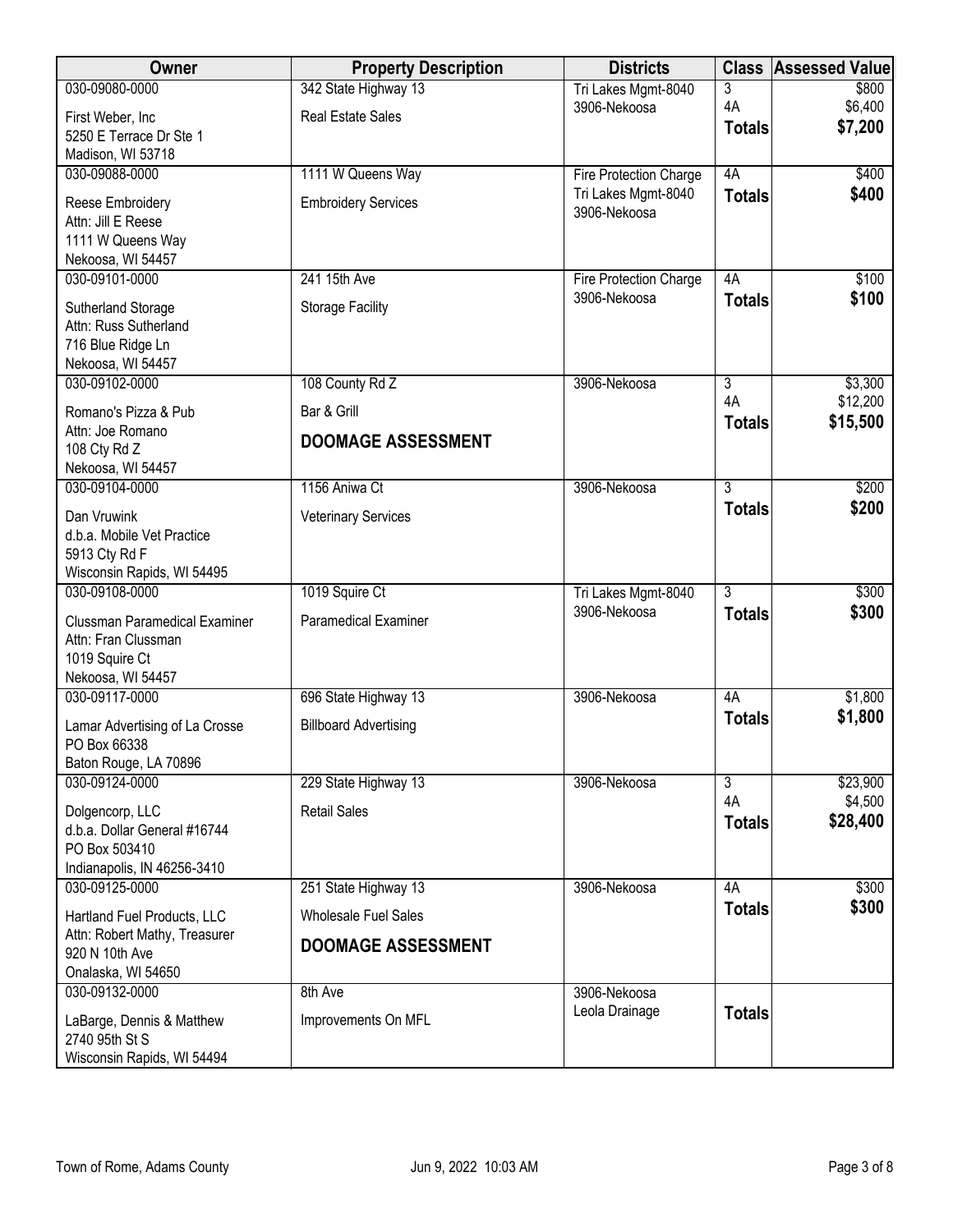| Owner | Property Description | Districts | Class | Assessed Value |
|---|---|---|---|---|
| 030-09080-0000<br>First Weber, Inc<br>5250 E Terrace Dr Ste 1<br>Madison, WI 53718 | 342 State Highway 13<br>Real Estate Sales | Tri Lakes Mgmt-8040<br>3906-Nekoosa | 3<br>4A<br>**Totals** | \$800<br>\$6,400<br>**\$7,200** |
| 030-09088-0000<br>Reese Embroidery<br>Attn: Jill E Reese<br>1111 W Queens Way<br>Nekoosa, WI 54457 | 1111 W Queens Way<br>Embroidery Services | Fire Protection Charge<br>Tri Lakes Mgmt-8040<br>3906-Nekoosa | 4A<br>**Totals** | \$400<br>**\$400** |
| 030-09101-0000<br>Sutherland Storage<br>Attn: Russ Sutherland<br>716 Blue Ridge Ln<br>Nekoosa, WI 54457 | 241 15th Ave<br>Storage Facility | Fire Protection Charge<br>3906-Nekoosa | 4A<br>**Totals** | \$100<br>**\$100** |
| 030-09102-0000<br>Romano's Pizza & Pub<br>Attn: Joe Romano<br>108 Cty Rd Z<br>Nekoosa, WI 54457 | 108 County Rd Z<br>Bar & Grill<br>**DOOMAGE ASSESSMENT** | 3906-Nekoosa | 3<br>4A<br>**Totals** | \$3,300<br>\$12,200<br>**\$15,500** |
| 030-09104-0000<br>Dan Vruwink<br>d.b.a. Mobile Vet Practice<br>5913 Cty Rd F<br>Wisconsin Rapids, WI 54495 | 1156 Aniwa Ct<br>Veterinary Services | 3906-Nekoosa | 3<br>**Totals** | \$200<br>**\$200** |
| 030-09108-0000<br>Clussman Paramedical Examiner<br>Attn: Fran Clussman<br>1019 Squire Ct<br>Nekoosa, WI 54457 | 1019 Squire Ct<br>Paramedical Examiner | Tri Lakes Mgmt-8040<br>3906-Nekoosa | 3<br>**Totals** | \$300<br>**\$300** |
| 030-09117-0000<br>Lamar Advertising of La Crosse<br>PO Box 66338<br>Baton Rouge, LA 70896 | 696 State Highway 13<br>Billboard Advertising | 3906-Nekoosa | 4A<br>**Totals** | \$1,800<br>**\$1,800** |
| 030-09124-0000<br>Dolgencorp, LLC<br>d.b.a. Dollar General #16744<br>PO Box 503410<br>Indianapolis, IN 46256-3410 | 229 State Highway 13<br>Retail Sales | 3906-Nekoosa | 3<br>4A<br>**Totals** | \$23,900<br>\$4,500<br>**\$28,400** |
| 030-09125-0000<br>Hartland Fuel Products, LLC<br>Attn: Robert Mathy, Treasurer<br>920 N 10th Ave<br>Onalaska, WI 54650 | 251 State Highway 13<br>Wholesale Fuel Sales<br>**DOOMAGE ASSESSMENT** | 3906-Nekoosa | 4A<br>**Totals** | \$300<br>**\$300** |
| 030-09132-0000<br>LaBarge, Dennis & Matthew<br>2740 95th St S<br>Wisconsin Rapids, WI 54494 | 8th Ave<br>Improvements On MFL | 3906-Nekoosa<br>Leola Drainage | **Totals** | |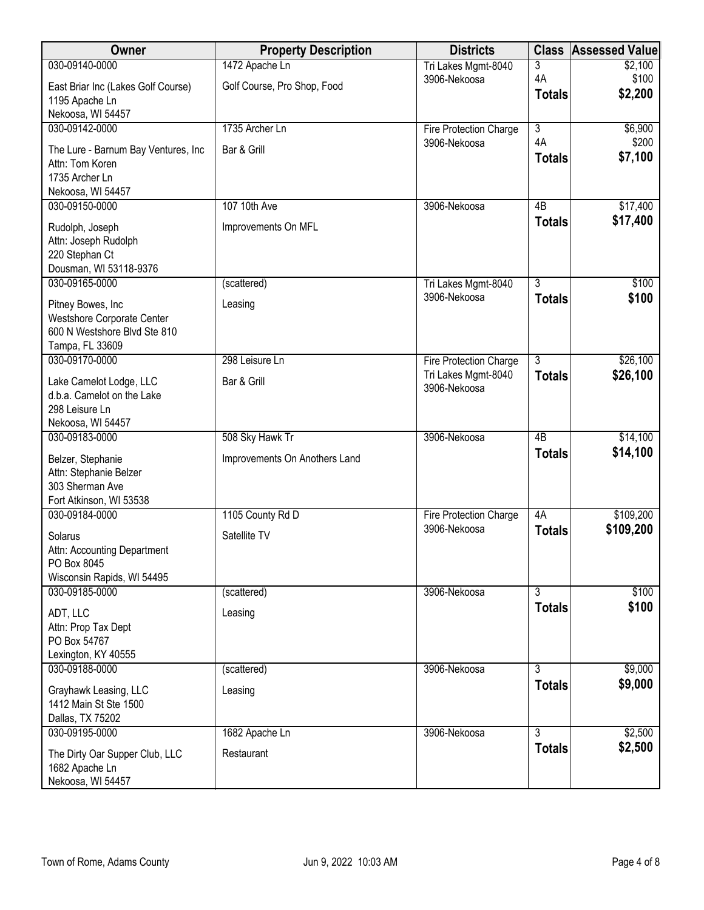| Owner | Property Description | Districts | Class | Assessed Value |
|---|---|---|---|---|
| 030-09140-0000 | 1472 Apache Ln | Tri Lakes Mgmt-8040 | 3 | $2,100 |
| East Briar Inc (Lakes Golf Course)<br>1195 Apache Ln<br>Nekoosa, WI 54457 | Golf Course, Pro Shop, Food | 3906-Nekoosa | 4A | $100 |
| | | | **Totals** | **$2,200** |
| 030-09142-0000 | 1735 Archer Ln | Fire Protection Charge | 3 | $6,900 |
| The Lure - Barnum Bay Ventures, Inc<br>Attn: Tom Koren<br>1735 Archer Ln<br>Nekoosa, WI 54457 | Bar & Grill | 3906-Nekoosa | 4A | $200 |
| | | | **Totals** | **$7,100** |
| 030-09150-0000 | 107 10th Ave | 3906-Nekoosa | 4B | $17,400 |
| Rudolph, Joseph<br>Attn: Joseph Rudolph<br>220 Stephan Ct<br>Dousman, WI 53118-9376 | Improvements On MFL | | **Totals** | **$17,400** |
| 030-09165-0000 | (scattered) | Tri Lakes Mgmt-8040 | 3 | $100 |
| Pitney Bowes, Inc<br>Westshore Corporate Center<br>600 N Westshore Blvd Ste 810<br>Tampa, FL 33609 | Leasing | 3906-Nekoosa | **Totals** | **$100** |
| 030-09170-0000 | 298 Leisure Ln | Fire Protection Charge | 3 | $26,100 |
| Lake Camelot Lodge, LLC<br>d.b.a. Camelot on the Lake<br>298 Leisure Ln<br>Nekoosa, WI 54457 | Bar & Grill | Tri Lakes Mgmt-8040<br>3906-Nekoosa | **Totals** | **$26,100** |
| 030-09183-0000 | 508 Sky Hawk Tr | 3906-Nekoosa | 4B | $14,100 |
| Belzer, Stephanie<br>Attn: Stephanie Belzer<br>303 Sherman Ave<br>Fort Atkinson, WI 53538 | Improvements On Anothers Land | | **Totals** | **$14,100** |
| 030-09184-0000 | 1105 County Rd D | Fire Protection Charge | 4A | $109,200 |
| Solarus<br>Attn: Accounting Department<br>PO Box 8045<br>Wisconsin Rapids, WI 54495 | Satellite TV | 3906-Nekoosa | **Totals** | **$109,200** |
| 030-09185-0000 | (scattered) | 3906-Nekoosa | 3 | $100 |
| ADT, LLC<br>Attn: Prop Tax Dept<br>PO Box 54767<br>Lexington, KY 40555 | Leasing | | **Totals** | **$100** |
| 030-09188-0000 | (scattered) | 3906-Nekoosa | 3 | $9,000 |
| Grayhawk Leasing, LLC<br>1412 Main St Ste 1500<br>Dallas, TX 75202 | Leasing | | **Totals** | **$9,000** |
| 030-09195-0000 | 1682 Apache Ln | 3906-Nekoosa | 3 | $2,500 |
| The Dirty Oar Supper Club, LLC<br>1682 Apache Ln<br>Nekoosa, WI 54457 | Restaurant | | **Totals** | **$2,500** |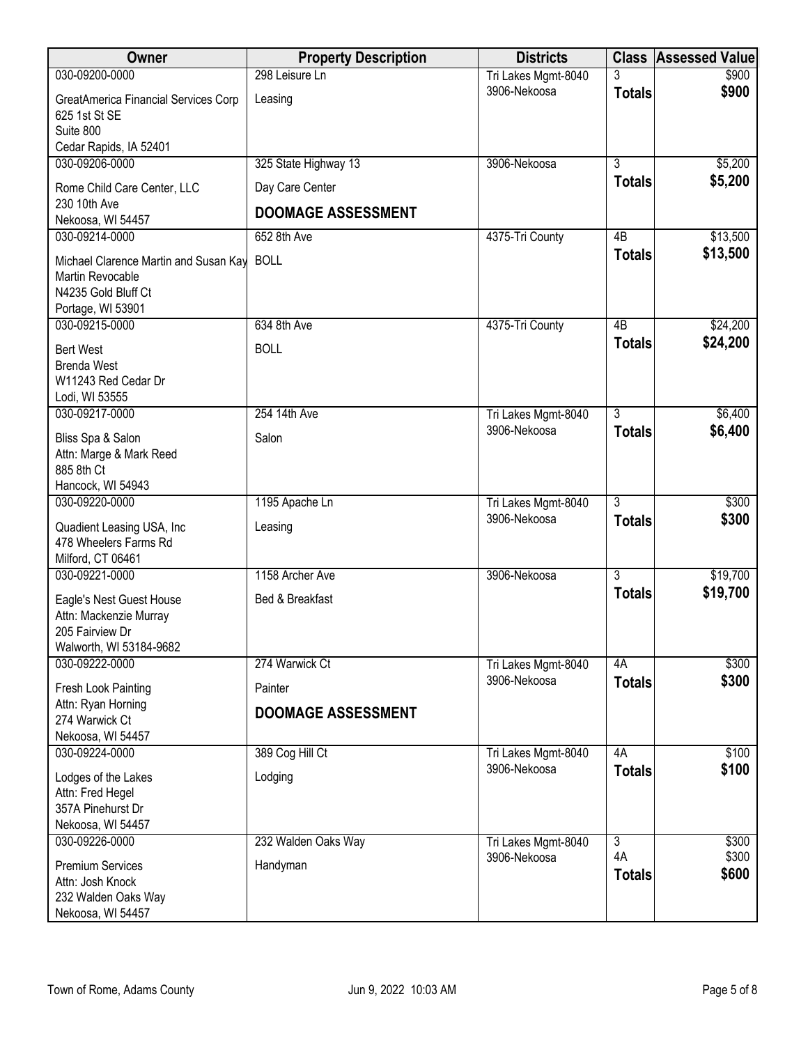| Owner | Property Description | Districts | Class | Assessed Value |
|---|---|---|---|---|
| 030-09200-0000 | 298 Leisure Ln | Tri Lakes Mgmt-8040 | 3 | $900 |
| GreatAmerica Financial Services Corp<br>625 1st St SE<br>Suite 800<br>Cedar Rapids, IA 52401 | Leasing | 3906-Nekoosa | **Totals** | **$900** |
| 030-09206-0000 | 325 State Highway 13 | 3906-Nekoosa | 3 | $5,200 |
| Rome Child Care Center, LLC<br>230 10th Ave<br>Nekoosa, WI 54457 | Day Care Center<br>**DOOMAGE ASSESSMENT** | | **Totals** | **$5,200** |
| 030-09214-0000 | 652 8th Ave | 4375-Tri County | 4B | $13,500 |
| Michael Clarence Martin and Susan Kay Martin Revocable<br>N4235 Gold Bluff Ct<br>Portage, WI 53901 | BOLL | | **Totals** | **$13,500** |
| 030-09215-0000 | 634 8th Ave | 4375-Tri County | 4B | $24,200 |
| Bert West<br>Brenda West<br>W11243 Red Cedar Dr<br>Lodi, WI 53555 | BOLL | | **Totals** | **$24,200** |
| 030-09217-0000 | 254 14th Ave | Tri Lakes Mgmt-8040 | 3 | $6,400 |
| Bliss Spa & Salon<br>Attn: Marge & Mark Reed<br>885 8th Ct<br>Hancock, WI 54943 | Salon | 3906-Nekoosa | **Totals** | **$6,400** |
| 030-09220-0000 | 1195 Apache Ln | Tri Lakes Mgmt-8040 | 3 | $300 |
| Quadient Leasing USA, Inc<br>478 Wheelers Farms Rd<br>Milford, CT 06461 | Leasing | 3906-Nekoosa | **Totals** | **$300** |
| 030-09221-0000 | 1158 Archer Ave | 3906-Nekoosa | 3 | $19,700 |
| Eagle's Nest Guest House<br>Attn: Mackenzie Murray<br>205 Fairview Dr<br>Walworth, WI 53184-9682 | Bed & Breakfast | | **Totals** | **$19,700** |
| 030-09222-0000 | 274 Warwick Ct | Tri Lakes Mgmt-8040 | 4A | $300 |
| Fresh Look Painting<br>Attn: Ryan Horning<br>274 Warwick Ct<br>Nekoosa, WI 54457 | Painter<br>**DOOMAGE ASSESSMENT** | 3906-Nekoosa | **Totals** | **$300** |
| 030-09224-0000 | 389 Cog Hill Ct | Tri Lakes Mgmt-8040 | 4A | $100 |
| Lodges of the Lakes<br>Attn: Fred Hegel<br>357A Pinehurst Dr<br>Nekoosa, WI 54457 | Lodging | 3906-Nekoosa | **Totals** | **$100** |
| 030-09226-0000 | 232 Walden Oaks Way | Tri Lakes Mgmt-8040 | 3 | $300 |
| Premium Services<br>Attn: Josh Knock<br>232 Walden Oaks Way<br>Nekoosa, WI 54457 | Handyman | 3906-Nekoosa | 4A | $300 |
| | | | **Totals** | **$600** |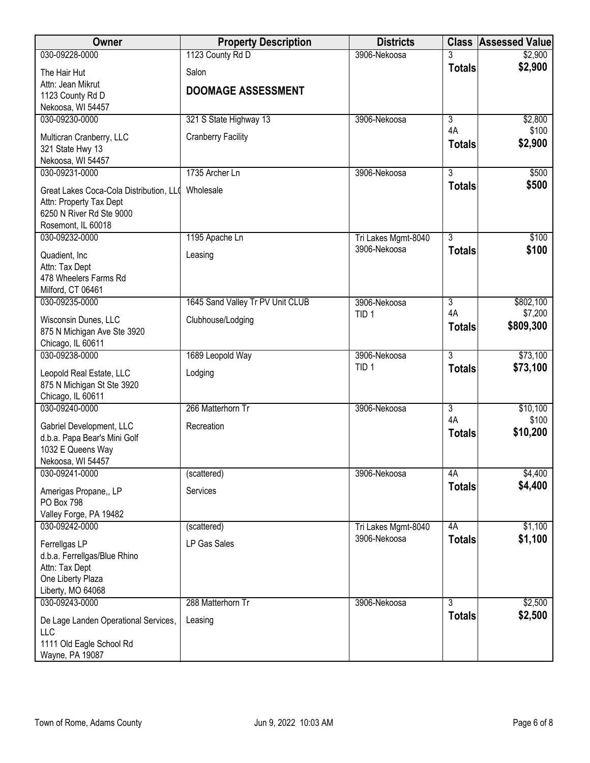| Owner | Property Description | Districts | Class | Assessed Value |
|---|---|---|---|---|
| 030-09228-0000<br>The Hair Hut<br>Attn: Jean Mikrut<br>1123 County Rd D<br>Nekoosa, WI 54457 | 1123 County Rd D<br>Salon<br>**DOOMAGE ASSESSMENT** | 3906-Nekoosa | 3<br>**Totals** | $2,900<br>**$2,900** |
| 030-09230-0000<br>Multicran Cranberry, LLC<br>321 State Hwy 13<br>Nekoosa, WI 54457 | 321 S State Highway 13<br>Cranberry Facility | 3906-Nekoosa | 3<br>4A<br>**Totals** | $2,800<br>$100<br>**$2,900** |
| 030-09231-0000<br>Great Lakes Coca-Cola Distribution, LLC<br>Attn: Property Tax Dept<br>6250 N River Rd Ste 9000<br>Rosemont, IL 60018 | 1735 Archer Ln<br>Wholesale | 3906-Nekoosa | 3<br>**Totals** | $500<br>**$500** |
| 030-09232-0000<br>Quadient, Inc<br>Attn: Tax Dept<br>478 Wheelers Farms Rd<br>Milford, CT 06461 | 1195 Apache Ln<br>Leasing | Tri Lakes Mgmt-8040<br>3906-Nekoosa | 3<br>**Totals** | $100<br>**$100** |
| 030-09235-0000<br>Wisconsin Dunes, LLC<br>875 N Michigan Ave Ste 3920<br>Chicago, IL 60611 | 1645 Sand Valley Tr PV Unit CLUB<br>Clubhouse/Lodging | 3906-Nekoosa<br>TID 1 | 3<br>4A<br>**Totals** | $802,100<br>$7,200<br>**$809,300** |
| 030-09238-0000<br>Leopold Real Estate, LLC<br>875 N Michigan St Ste 3920<br>Chicago, IL 60611 | 1689 Leopold Way<br>Lodging | 3906-Nekoosa<br>TID 1 | 3<br>**Totals** | $73,100<br>**$73,100** |
| 030-09240-0000<br>Gabriel Development, LLC<br>d.b.a. Papa Bear's Mini Golf<br>1032 E Queens Way<br>Nekoosa, WI 54457 | 266 Matterhorn Tr<br>Recreation | 3906-Nekoosa | 3<br>4A<br>**Totals** | $10,100<br>$100<br>**$10,200** |
| 030-09241-0000<br>Amerigas Propane,, LP<br>PO Box 798<br>Valley Forge, PA 19482 | (scattered)<br>Services | 3906-Nekoosa | 4A<br>**Totals** | $4,400<br>**$4,400** |
| 030-09242-0000<br>Ferrellgas LP<br>d.b.a. Ferrellgas/Blue Rhino<br>Attn: Tax Dept<br>One Liberty Plaza<br>Liberty, MO 64068 | (scattered)<br>LP Gas Sales | Tri Lakes Mgmt-8040<br>3906-Nekoosa | 4A<br>**Totals** | $1,100<br>**$1,100** |
| 030-09243-0000<br>De Lage Landen Operational Services, LLC<br>1111 Old Eagle School Rd<br>Wayne, PA 19087 | 288 Matterhorn Tr<br>Leasing | 3906-Nekoosa | 3<br>**Totals** | $2,500<br>**$2,500** |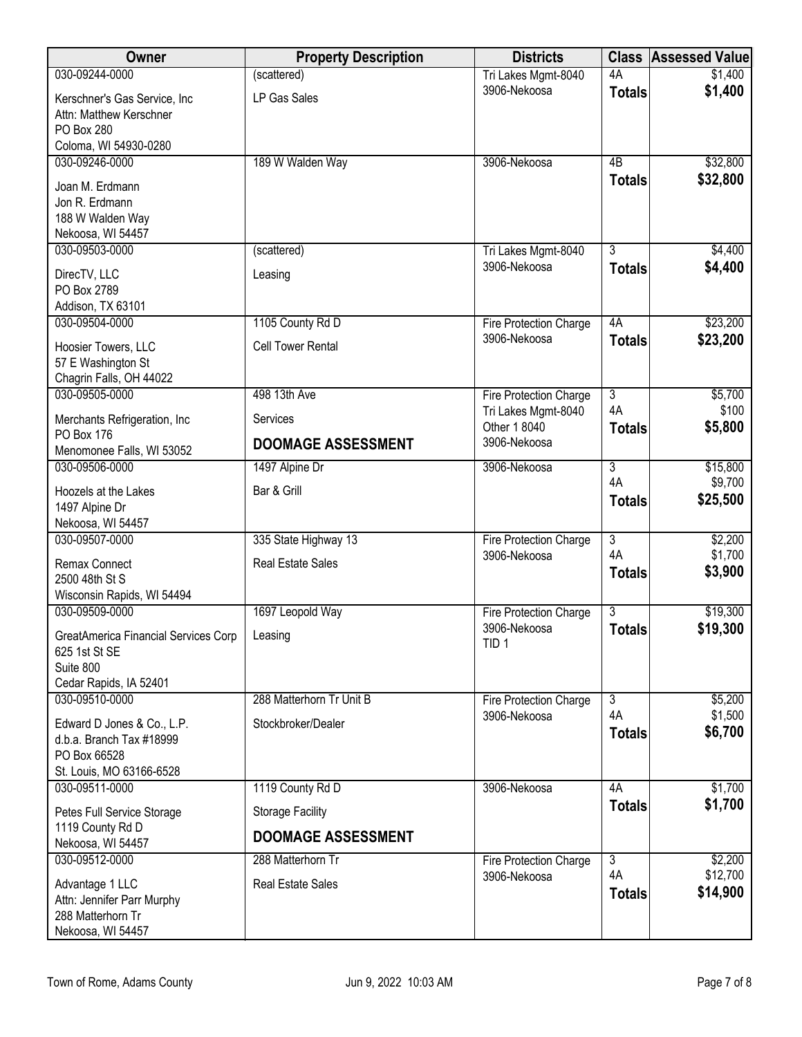| Owner | Property Description | Districts | Class | Assessed Value |
|---|---|---|---|---|
| 030-09244-0000<br>Kerschner's Gas Service, Inc<br>Attn: Matthew Kerschner<br>PO Box 280<br>Coloma, WI 54930-0280 | (scattered)<br>LP Gas Sales | Tri Lakes Mgmt-8040<br>3906-Nekoosa | 4A<br>**Totals** | $1,400<br>**$1,400** |
| 030-09246-0000<br>Joan M. Erdmann<br>Jon R. Erdmann<br>188 W Walden Way<br>Nekoosa, WI 54457 | 189 W Walden Way | 3906-Nekoosa | 4B<br>**Totals** | $32,800<br>**$32,800** |
| 030-09503-0000<br>DirecTV, LLC<br>PO Box 2789<br>Addison, TX 63101 | (scattered)<br>Leasing | Tri Lakes Mgmt-8040<br>3906-Nekoosa | 3<br>**Totals** | $4,400<br>**$4,400** |
| 030-09504-0000<br>Hoosier Towers, LLC<br>57 E Washington St<br>Chagrin Falls, OH 44022 | 1105 County Rd D<br>Cell Tower Rental | Fire Protection Charge<br>3906-Nekoosa | 4A<br>**Totals** | $23,200<br>**$23,200** |
| 030-09505-0000<br>Merchants Refrigeration, Inc<br>PO Box 176<br>Menomonee Falls, WI 53052 | 498 13th Ave<br>Services<br>**DOOMAGE ASSESSMENT** | Fire Protection Charge<br>Tri Lakes Mgmt-8040<br>Other 1 8040<br>3906-Nekoosa | 3<br>4A<br>**Totals** | $5,700<br>$100<br>**$5,800** |
| 030-09506-0000<br>Hoozels at the Lakes<br>1497 Alpine Dr<br>Nekoosa, WI 54457 | 1497 Alpine Dr<br>Bar & Grill | 3906-Nekoosa | 3<br>4A<br>**Totals** | $15,800<br>$9,700<br>**$25,500** |
| 030-09507-0000<br>Remax Connect<br>2500 48th St S<br>Wisconsin Rapids, WI 54494 | 335 State Highway 13<br>Real Estate Sales | Fire Protection Charge<br>3906-Nekoosa | 3<br>4A<br>**Totals** | $2,200<br>$1,700<br>**$3,900** |
| 030-09509-0000<br>GreatAmerica Financial Services Corp<br>625 1st St SE<br>Suite 800<br>Cedar Rapids, IA 52401 | 1697 Leopold Way<br>Leasing | Fire Protection Charge<br>3906-Nekoosa<br>TID 1 | 3<br>**Totals** | $19,300<br>**$19,300** |
| 030-09510-0000<br>Edward D Jones & Co., L.P.<br>d.b.a. Branch Tax #18999<br>PO Box 66528<br>St. Louis, MO 63166-6528 | 288 Matterhorn Tr Unit B<br>Stockbroker/Dealer | Fire Protection Charge<br>3906-Nekoosa | 3<br>4A<br>**Totals** | $5,200<br>$1,500<br>**$6,700** |
| 030-09511-0000<br>Petes Full Service Storage<br>1119 County Rd D<br>Nekoosa, WI 54457 | 1119 County Rd D<br>Storage Facility<br>**DOOMAGE ASSESSMENT** | 3906-Nekoosa | 4A<br>**Totals** | $1,700<br>**$1,700** |
| 030-09512-0000<br>Advantage 1 LLC<br>Attn: Jennifer Parr Murphy<br>288 Matterhorn Tr<br>Nekoosa, WI 54457 | 288 Matterhorn Tr<br>Real Estate Sales | Fire Protection Charge<br>3906-Nekoosa | 3<br>4A<br>**Totals** | $2,200<br>$12,700<br>**$14,900** |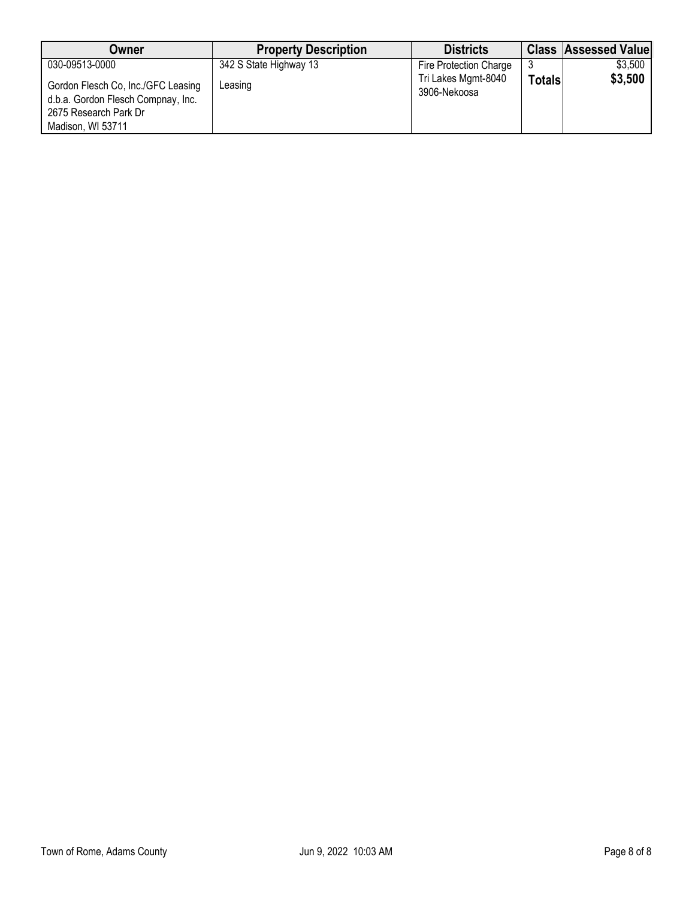| Owner | Property Description | Districts | Class | Assessed Value |
|---|---|---|---|---|
| 030-09513-0000<br>Gordon Flesch Co, Inc./GFC Leasing<br>d.b.a. Gordon Flesch Compnay, Inc.<br>2675 Research Park Dr<br>Madison, WI 53711 | 342 S State Highway 13<br>Leasing | Fire Protection Charge<br>Tri Lakes Mgmt-8040<br>3906-Nekoosa | 3<br>**Totals** | \$3,500<br>**\$3,500** |